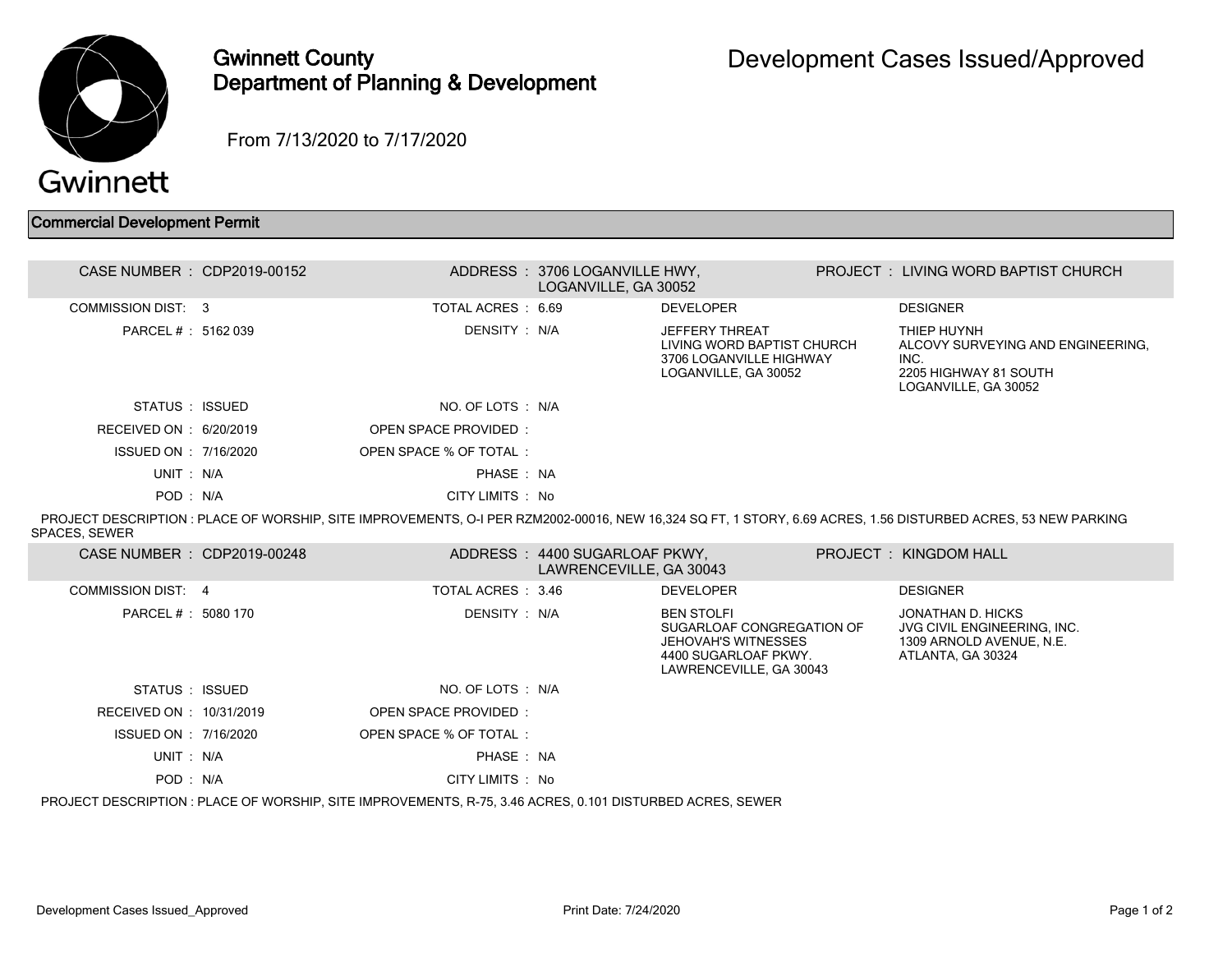# Gwinnett County Department of Planning & Development

## Development Cases Issued/Approved

From 7/13/2020 to 7/17/2020

### Commercial Development Permit

| | | | | | |
|---|---|---|---|---|---|
| CASE NUMBER : | CDP2019-00152 | ADDRESS : | 3706 LOGANVILLE HWY, LOGANVILLE, GA 30052 | PROJECT : | LIVING WORD BAPTIST CHURCH |
| COMMISSION DIST: | 3 | TOTAL ACRES : | 6.69 | DEVELOPER | DESIGNER |
| PARCEL # : | 5162 039 | DENSITY : | N/A | JEFFERY THREAT<br>LIVING WORD BAPTIST CHURCH<br>3706 LOGANVILLE HIGHWAY<br>LOGANVILLE, GA 30052 | THIEP HUYNH<br>ALCOVY SURVEYING AND ENGINEERING, INC.<br>2205 HIGHWAY 81 SOUTH<br>LOGANVILLE, GA 30052 |
| STATUS : | ISSUED | NO. OF LOTS : | N/A | | |
| RECEIVED ON : | 6/20/2019 | OPEN SPACE PROVIDED : | | | |
| ISSUED ON : | 7/16/2020 | OPEN SPACE % OF TOTAL : | | | |
| UNIT : | N/A | PHASE : | NA | | |
| POD : | N/A | CITY LIMITS : | No | | |

PROJECT DESCRIPTION : PLACE OF WORSHIP, SITE IMPROVEMENTS, O-I PER RZM2002-00016, NEW 16,324 SQ FT, 1 STORY, 6.69 ACRES, 1.56 DISTURBED ACRES, 53 NEW PARKING SPACES, SEWER

| | | | | | |
|---|---|---|---|---|---|
| CASE NUMBER : | CDP2019-00248 | ADDRESS : | 4400 SUGARLOAF PKWY, LAWRENCEVILLE, GA 30043 | PROJECT : | KINGDOM HALL |
| COMMISSION DIST: | 4 | TOTAL ACRES : | 3.46 | DEVELOPER | DESIGNER |
| PARCEL # : | 5080 170 | DENSITY : | N/A | BEN STOLFI<br>SUGARLOAF CONGREGATION OF JEHOVAH'S WITNESSES<br>4400 SUGARLOAF PKWY.<br>LAWRENCEVILLE, GA 30043 | JONATHAN D. HICKS<br>JVG CIVIL ENGINEERING, INC.<br>1309 ARNOLD AVENUE, N.E.<br>ATLANTA, GA 30324 |
| STATUS : | ISSUED | NO. OF LOTS : | N/A | | |
| RECEIVED ON : | 10/31/2019 | OPEN SPACE PROVIDED : | | | |
| ISSUED ON : | 7/16/2020 | OPEN SPACE % OF TOTAL : | | | |
| UNIT : | N/A | PHASE : | NA | | |
| POD : | N/A | CITY LIMITS : | No | | |

PROJECT DESCRIPTION : PLACE OF WORSHIP, SITE IMPROVEMENTS, R-75, 3.46 ACRES, 0.101 DISTURBED ACRES, SEWER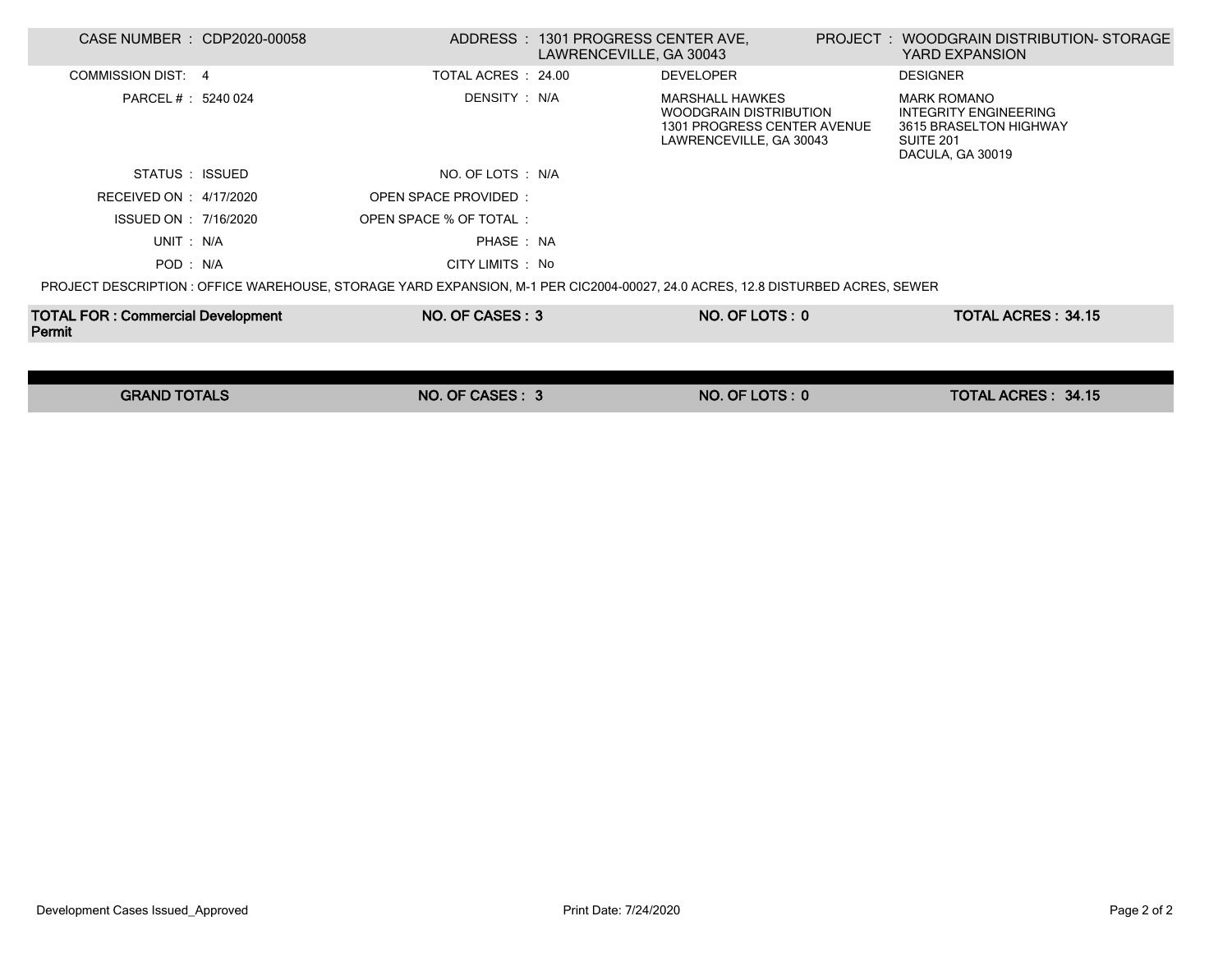| | | | | | | | |
|---|---|---|---|---|---|---|---|
| CASE NUMBER : | CDP2020-00058 | ADDRESS : | 1301 PROGRESS CENTER AVE, LAWRENCEVILLE, GA 30043 | | | PROJECT : | WOODGRAIN DISTRIBUTION- STORAGE YARD EXPANSION |
| COMMISSION DIST: | 4 | TOTAL ACRES : | 24.00 | DEVELOPER | | DESIGNER | |
| PARCEL # : | 5240 024 | DENSITY : | N/A | MARSHALL HAWKES WOODGRAIN DISTRIBUTION 1301 PROGRESS CENTER AVENUE LAWRENCEVILLE, GA 30043 | | MARK ROMANO INTEGRITY ENGINEERING 3615 BRASELTON HIGHWAY SUITE 201 DACULA, GA 30019 | |
| STATUS : | ISSUED | NO. OF LOTS : | N/A | | | | |
| RECEIVED ON : | 4/17/2020 | OPEN SPACE PROVIDED : | | | | | |
| ISSUED ON : | 7/16/2020 | OPEN SPACE % OF TOTAL : | | | | | |
| UNIT : | N/A | PHASE : | NA | | | | |
| POD : | N/A | CITY LIMITS : | No | | | | |

PROJECT DESCRIPTION : OFFICE WAREHOUSE, STORAGE YARD EXPANSION, M-1 PER CIC2004-00027, 24.0 ACRES, 12.8 DISTURBED ACRES, SEWER

| | | | |
|---|---|---|---|
| **TOTAL FOR : Commercial Development Permit** | **NO. OF CASES : 3** | **NO. OF LOTS : 0** | **TOTAL ACRES : 34.15** |

| | | | |
|---|---|---|---|
| **GRAND TOTALS** | **NO. OF CASES : 3** | **NO. OF LOTS : 0** | **TOTAL ACRES : 34.15** |

Development Cases Issued_Approved

Print Date: 7/24/2020